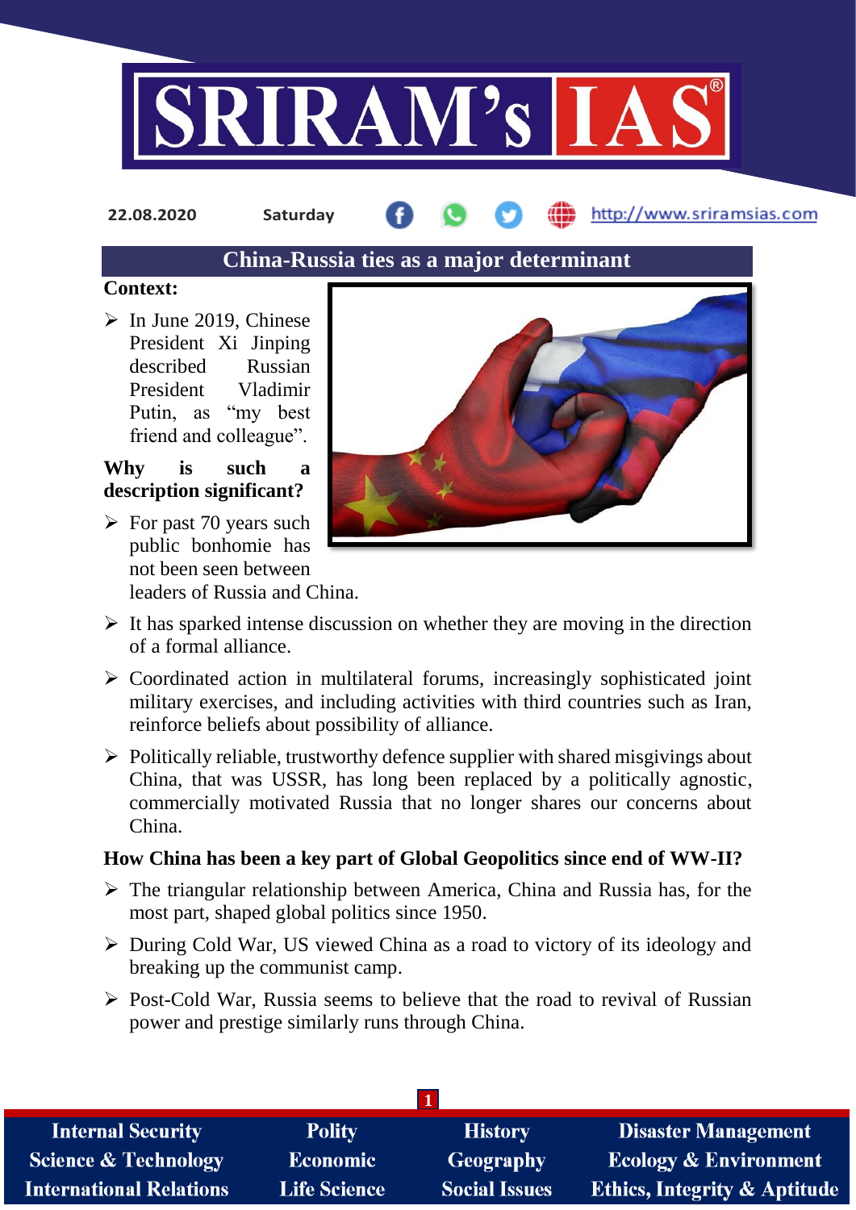## China-Russia ties as a major determinant

**Context:**

- In June 2019, Chinese President Xi Jinping described Russian President Vladimir Putin, as "my best friend and colleague".

**Why is such a description significant?**

- For past 70 years such public bonhomie has not been seen between leaders of Russia and China.
- It has sparked intense discussion on whether they are moving in the direction of a formal alliance.
- Coordinated action in multilateral forums, increasingly sophisticated joint military exercises, and including activities with third countries such as Iran, reinforce beliefs about possibility of alliance.
- Politically reliable, trustworthy defence supplier with shared misgivings about China, that was USSR, has long been replaced by a politically agnostic, commercially motivated Russia that no longer shares our concerns about China.

**How China has been a key part of Global Geopolitics since end of WW-II?**

- The triangular relationship between America, China and Russia has, for the most part, shaped global politics since 1950.
- During Cold War, US viewed China as a road to victory of its ideology and breaking up the communist camp.
- Post-Cold War, Russia seems to believe that the road to revival of Russian power and prestige similarly runs through China.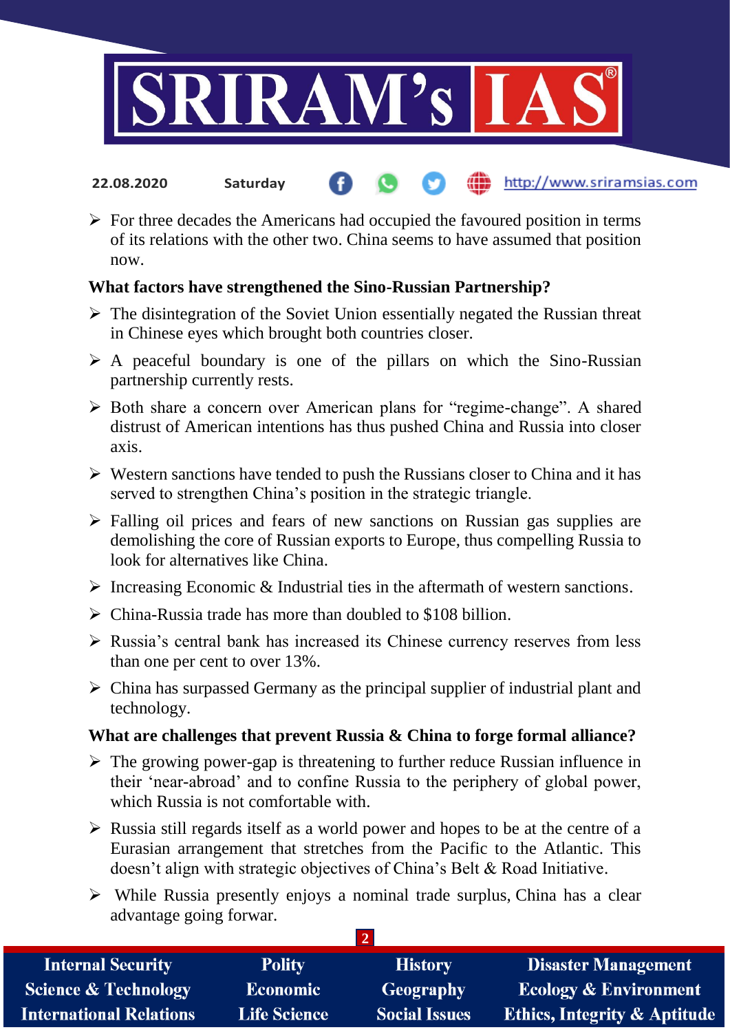- For three decades the Americans had occupied the favoured position in terms of its relations with the other two. China seems to have assumed that position now.

**What factors have strengthened the Sino-Russian Partnership?**

- The disintegration of the Soviet Union essentially negated the Russian threat in Chinese eyes which brought both countries closer.
- A peaceful boundary is one of the pillars on which the Sino-Russian partnership currently rests.
- Both share a concern over American plans for "regime-change". A shared distrust of American intentions has thus pushed China and Russia into closer axis.
- Western sanctions have tended to push the Russians closer to China and it has served to strengthen China's position in the strategic triangle.
- Falling oil prices and fears of new sanctions on Russian gas supplies are demolishing the core of Russian exports to Europe, thus compelling Russia to look for alternatives like China.
- Increasing Economic & Industrial ties in the aftermath of western sanctions.
- China-Russia trade has more than doubled to $108 billion.
- Russia's central bank has increased its Chinese currency reserves from less than one per cent to over 13%.
- China has surpassed Germany as the principal supplier of industrial plant and technology.

**What are challenges that prevent Russia & China to forge formal alliance?**

- The growing power-gap is threatening to further reduce Russian influence in their 'near-abroad' and to confine Russia to the periphery of global power, which Russia is not comfortable with.
- Russia still regards itself as a world power and hopes to be at the centre of a Eurasian arrangement that stretches from the Pacific to the Atlantic. This doesn't align with strategic objectives of China's Belt & Road Initiative.
- While Russia presently enjoys a nominal trade surplus, China has a clear advantage going forwar.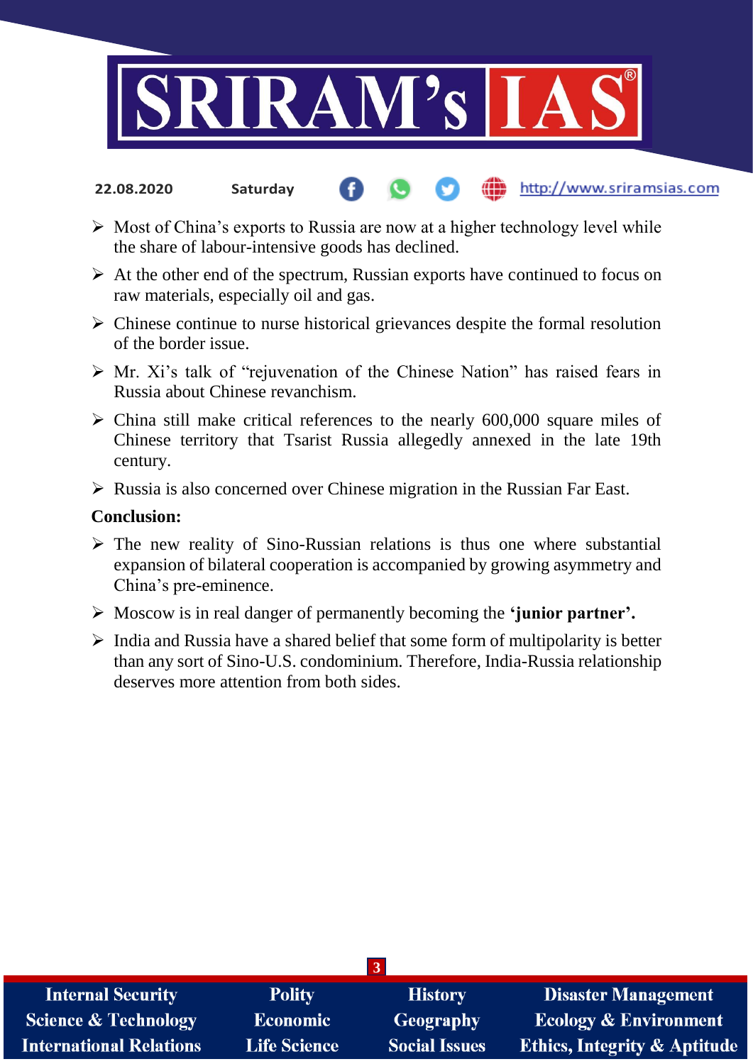- Most of China's exports to Russia are now at a higher technology level while the share of labour-intensive goods has declined.
- At the other end of the spectrum, Russian exports have continued to focus on raw materials, especially oil and gas.
- Chinese continue to nurse historical grievances despite the formal resolution of the border issue.
- Mr. Xi's talk of "rejuvenation of the Chinese Nation" has raised fears in Russia about Chinese revanchism.
- China still make critical references to the nearly 600,000 square miles of Chinese territory that Tsarist Russia allegedly annexed in the late 19th century.
- Russia is also concerned over Chinese migration in the Russian Far East.

**Conclusion:**

- The new reality of Sino-Russian relations is thus one where substantial expansion of bilateral cooperation is accompanied by growing asymmetry and China's pre-eminence.
- Moscow is in real danger of permanently becoming the **'junior partner'.**
- India and Russia have a shared belief that some form of multipolarity is better than any sort of Sino-U.S. condominium. Therefore, India-Russia relationship deserves more attention from both sides.